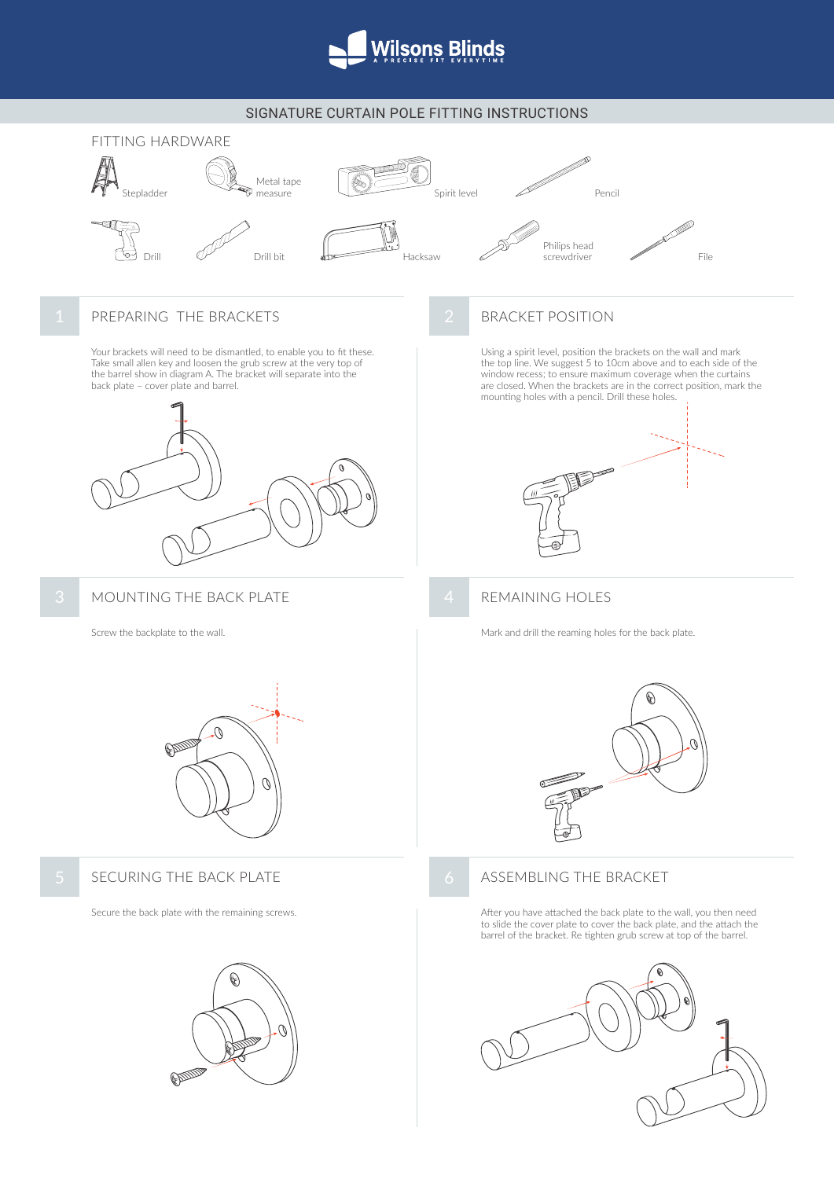# Wilsons Blinds

A PRECISE FIT EVERYTIME

## SIGNATURE CURTAIN POLE FITTING INSTRUCTIONS

### FITTING HARDWARE

- Stepladder
- Metal tape measure
- Spirit level
- Pencil
- Drill
- Drill bit
- Hacksaw
- Philips head screwdriver
- File

### 1 PREPARING THE BRACKETS

Your brackets will need to be dismantled, to enable you to fit these. Take small allen key and loosen the grub screw at the very top of the barrel show in diagram A. The bracket will separate into the back plate – cover plate and barrel.

### 2 BRACKET POSITION

Using a spirit level, position the brackets on the wall and mark the top line. We suggest 5 to 10cm above and to each side of the window recess; to ensure maximum coverage when the curtains are closed. When the brackets are in the correct position, mark the mounting holes with a pencil. Drill these holes.

### 3 MOUNTING THE BACK PLATE

Screw the backplate to the wall.

### 4 REMAINING HOLES

Mark and drill the reaming holes for the back plate.

### 5 SECURING THE BACK PLATE

Secure the back plate with the remaining screws.

### 6 ASSEMBLING THE BRACKET

After you have attached the back plate to the wall, you then need to slide the cover plate to cover the back plate, and the attach the barrel of the bracket. Re tighten grub screw at top of the barrel.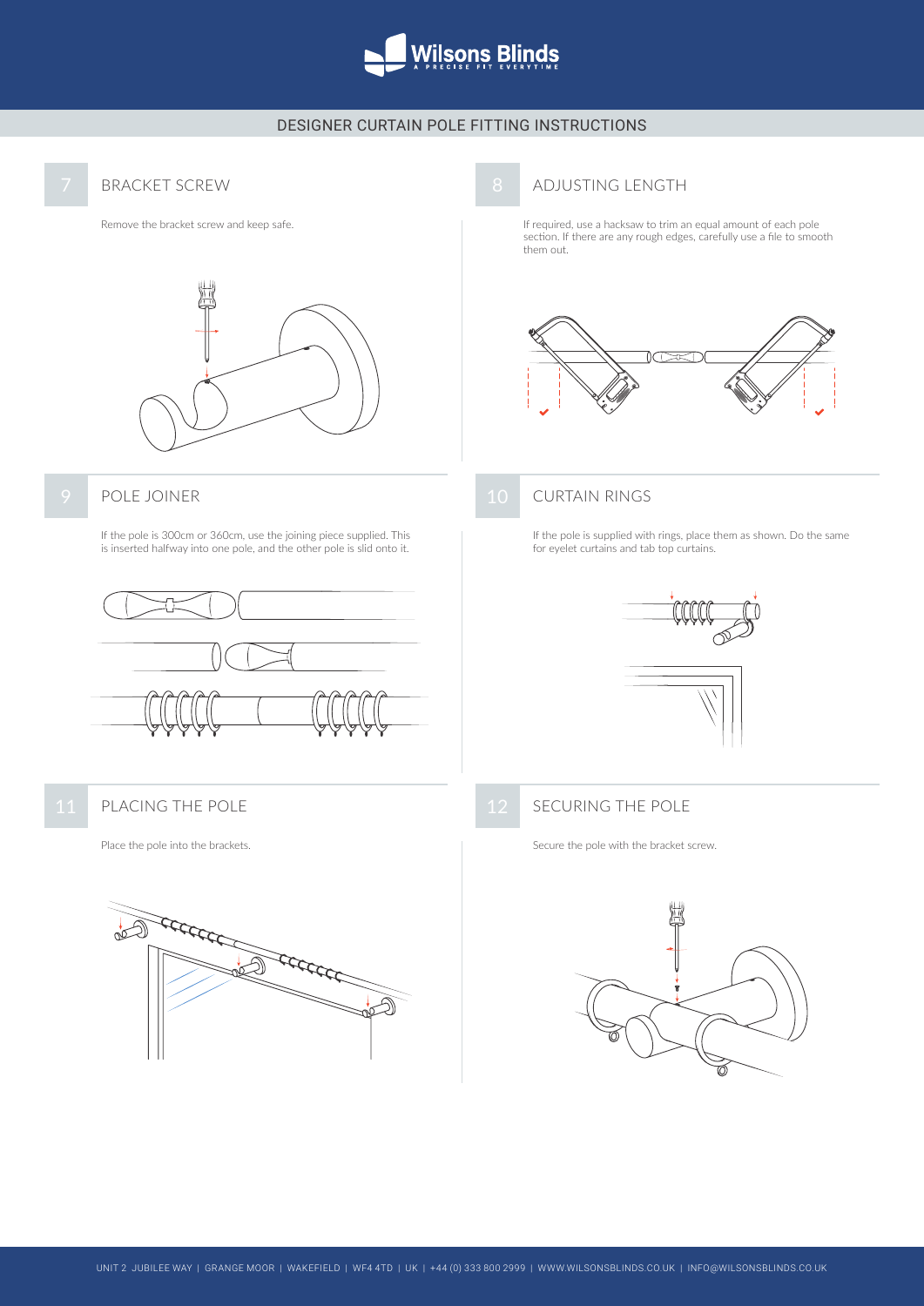DESIGNER CURTAIN POLE FITTING INSTRUCTIONS

## 7 BRACKET SCREW

Remove the bracket screw and keep safe.

## 8 ADJUSTING LENGTH

If required, use a hacksaw to trim an equal amount of each pole section. If there are any rough edges, carefully use a file to smooth them out.

## 9 POLE JOINER

If the pole is 300cm or 360cm, use the joining piece supplied. This is inserted halfway into one pole, and the other pole is slid onto it.

## 10 CURTAIN RINGS

If the pole is supplied with rings, place them as shown. Do the same for eyelet curtains and tab top curtains.

## 11 PLACING THE POLE

Place the pole into the brackets.

## 12 SECURING THE POLE

Secure the pole with the bracket screw.

UNIT 2 JUBILEE WAY | GRANGE MOOR | WAKEFIELD | WF4 4TD | UK | +44 (0) 333 800 2999 | WWW.WILSONSBLINDS.CO.UK | INFO@WILSONSBLINDS.CO.UK